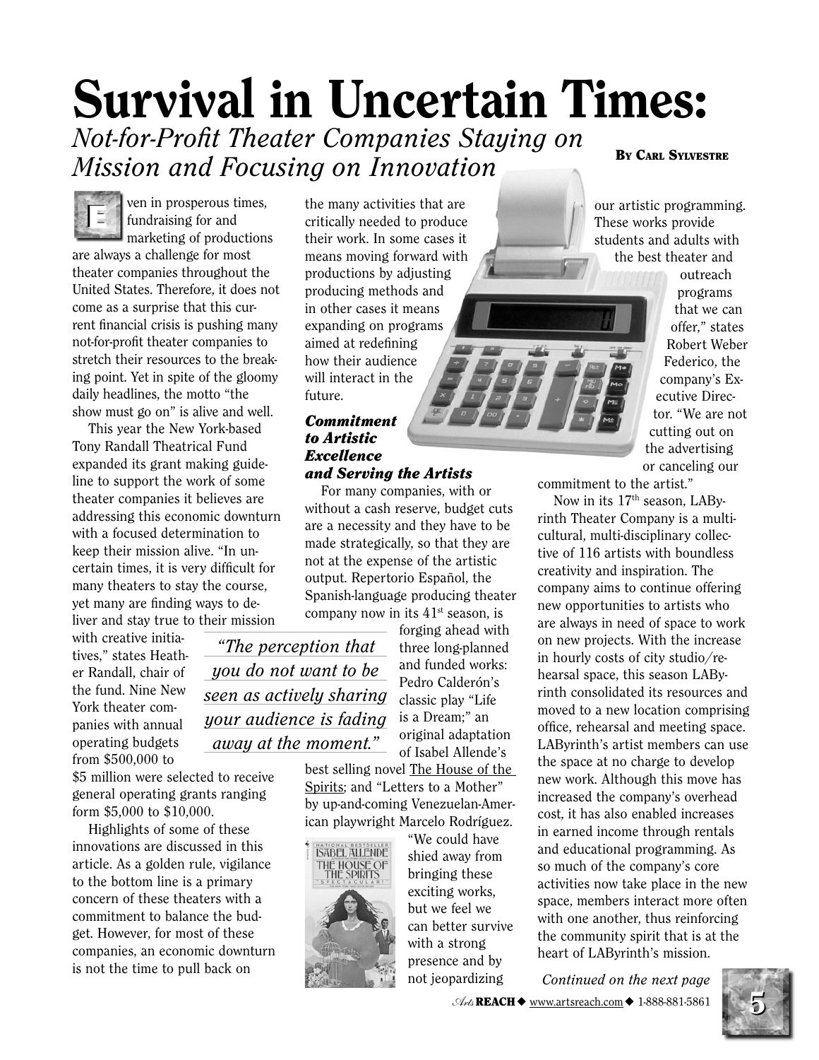# Survival in Uncertain Times:

*Not-for-Profit Theater Companies Staying on Mission and Focusing on Innovation*

**By Carl Sylvestre**

Even in prosperous times, fundraising for and marketing of productions are always a challenge for most theater companies throughout the United States. Therefore, it does not come as a surprise that this current financial crisis is pushing many not-for-profit theater companies to stretch their resources to the breaking point. Yet in spite of the gloomy daily headlines, the motto "the show must go on" is alive and well.

This year the New York-based Tony Randall Theatrical Fund expanded its grant making guideline to support the work of some theater companies it believes are addressing this economic downturn with a focused determination to keep their mission alive. "In uncertain times, it is very difficult for many theaters to stay the course, yet many are finding ways to deliver and stay true to their mission with creative initiatives," states Heather Randall, chair of the fund. Nine New York theater companies with annual operating budgets from $500,000 to $5 million were selected to receive general operating grants ranging form $5,000 to $10,000.

Highlights of some of these innovations are discussed in this article. As a golden rule, vigilance to the bottom line is a primary concern of these theaters with a commitment to balance the budget. However, for most of these companies, an economic downturn is not the time to pull back on the many activities that are critically needed to produce their work. In some cases it means moving forward with productions by adjusting producing methods and in other cases it means expanding on programs aimed at redefining how their audience will interact in the future.

> *"The perception that you do not want to be seen as actively sharing your audience is fading away at the moment."*

### *Commitment to Artistic Excellence and Serving the Artists*

For many companies, with or without a cash reserve, budget cuts are a necessity and they have to be made strategically, so that they are not at the expense of the artistic output. Repertorio Español, the Spanish-language producing theater company now in its 41st season, is forging ahead with three long-planned and funded works: Pedro Calderón's classic play "Life is a Dream;" an original adaptation of Isabel Allende's best selling novel The House of the Spirits; and "Letters to a Mother" by up-and-coming Venezuelan-American playwright Marcelo Rodríguez. "We could have shied away from bringing these exciting works, but we feel we can better survive with a strong presence and by not jeopardizing our artistic programming. These works provide students and adults with the best theater and outreach programs that we can offer," states Robert Weber Federico, the company's Executive Director. "We are not cutting out on the advertising or canceling our commitment to the artist."

Now in its 17th season, LAByrinth Theater Company is a multicultural, multi-disciplinary collective of 116 artists with boundless creativity and inspiration. The company aims to continue offering new opportunities to artists who are always in need of space to work on new projects. With the increase in hourly costs of city studio/rehearsal space, this season LAByrinth consolidated its resources and moved to a new location comprising office, rehearsal and meeting space. LAByrinth's artist members can use the space at no charge to develop new work. Although this move has increased the company's overhead cost, it has also enabled increases in earned income through rentals and educational programming. As so much of the company's core activities now take place in the new space, members interact more often with one another, thus reinforcing the community spirit that is at the heart of LAByrinth's mission.

*Continued on the next page*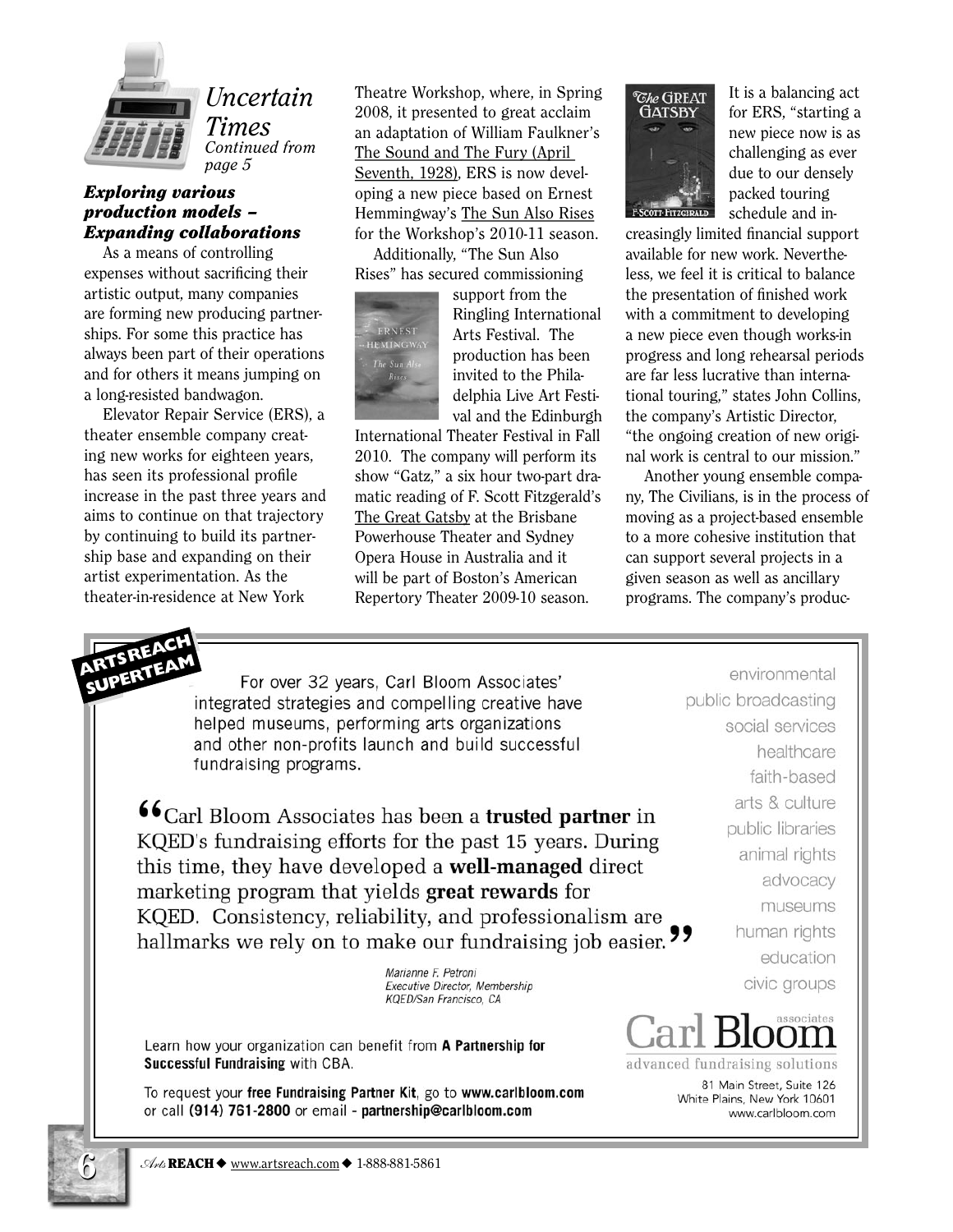## *Uncertain Times*

*Continued from page 5*

### *Exploring various production models – Expanding collaborations*

As a means of controlling expenses without sacrificing their artistic output, many companies are forming new producing partnerships. For some this practice has always been part of their operations and for others it means jumping on a long-resisted bandwagon.

Elevator Repair Service (ERS), a theater ensemble company creating new works for eighteen years, has seen its professional profile increase in the past three years and aims to continue on that trajectory by continuing to build its partnership base and expanding on their artist experimentation. As the theater-in-residence at New York Theatre Workshop, where, in Spring 2008, it presented to great acclaim an adaptation of William Faulkner's The Sound and The Fury (April Seventh, 1928), ERS is now developing a new piece based on Ernest Hemmingway's The Sun Also Rises for the Workshop's 2010-11 season.

Additionally, "The Sun Also Rises" has secured commissioning support from the Ringling International Arts Festival. The production has been invited to the Philadelphia Live Art Festival and the Edinburgh International Theater Festival in Fall 2010. The company will perform its show "Gatz," a six hour two-part dramatic reading of F. Scott Fitzgerald's The Great Gatsby at the Brisbane Powerhouse Theater and Sydney Opera House in Australia and it will be part of Boston's American Repertory Theater 2009-10 season.

It is a balancing act for ERS, "starting a new piece now is as challenging as ever due to our densely packed touring schedule and increasingly limited financial support available for new work. Nevertheless, we feel it is critical to balance the presentation of finished work with a commitment to developing a new piece even though works-in progress and long rehearsal periods are far less lucrative than international touring," states John Collins, the company's Artistic Director, "the ongoing creation of new original work is central to our mission."

Another young ensemble company, The Civilians, is in the process of moving as a project-based ensemble to a more cohesive institution that can support several projects in a given season as well as ancillary programs. The company's produc-

---

**ARTSREACH SUPERTEAM**

For over 32 years, Carl Bloom Associates' integrated strategies and compelling creative have helped museums, performing arts organizations and other non-profits launch and build successful fundraising programs.

"Carl Bloom Associates has been a **trusted partner** in KQED's fundraising efforts for the past 15 years. During this time, they have developed a **well-managed** direct marketing program that yields **great rewards** for KQED. Consistency, reliability, and professionalism are hallmarks we rely on to make our fundraising job easier."

*Marianne F. Petroni*
*Executive Director, Membership*
*KQED/San Francisco, CA*

environmental
public broadcasting
social services
healthcare
faith-based
arts & culture
public libraries
animal rights
advocacy
museums
human rights
education
civic groups

Learn how your organization can benefit from **A Partnership for Successful Fundraising** with CBA.

To request your **free Fundraising Partner Kit**, go to **www.carlbloom.com** or call **(914) 761-2800** or email - **partnership@carlbloom.com**

**Carl Bloom associates**
advanced fundraising solutions

81 Main Street, Suite 126
White Plains, New York 10601
www.carlbloom.com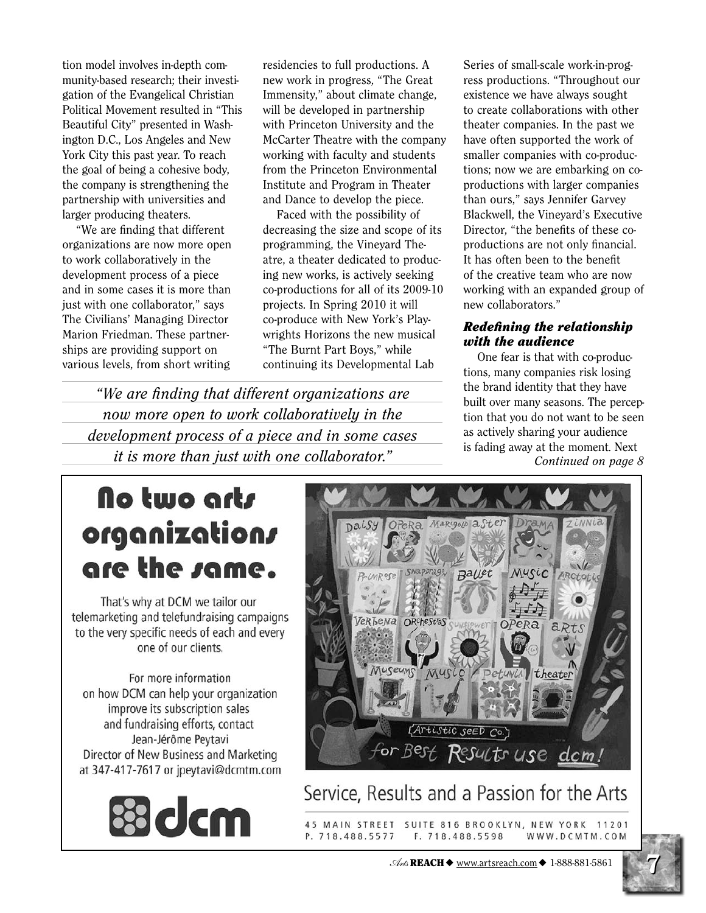tion model involves in-depth community-based research; their investigation of the Evangelical Christian Political Movement resulted in "This Beautiful City" presented in Washington D.C., Los Angeles and New York City this past year. To reach the goal of being a cohesive body, the company is strengthening the partnership with universities and larger producing theaters.

"We are finding that different organizations are now more open to work collaboratively in the development process of a piece and in some cases it is more than just with one collaborator," says The Civilians' Managing Director Marion Friedman. These partnerships are providing support on various levels, from short writing residencies to full productions. A new work in progress, "The Great Immensity," about climate change, will be developed in partnership with Princeton University and the McCarter Theatre with the company working with faculty and students from the Princeton Environmental Institute and Program in Theater and Dance to develop the piece.

Faced with the possibility of decreasing the size and scope of its programming, the Vineyard Theatre, a theater dedicated to producing new works, is actively seeking co-productions for all of its 2009-10 projects. In Spring 2010 it will co-produce with New York's Playwrights Horizons the new musical "The Burnt Part Boys," while continuing its Developmental Lab Series of small-scale work-in-progress productions. "Throughout our existence we have always sought to create collaborations with other theater companies. In the past we have often supported the work of smaller companies with co-productions; now we are embarking on co-productions with larger companies than ours," says Jennifer Garvey Blackwell, the Vineyard's Executive Director, "the benefits of these co-productions are not only financial. It has often been to the benefit of the creative team who are now working with an expanded group of new collaborators."

*"We are finding that different organizations are now more open to work collaboratively in the development process of a piece and in some cases it is more than just with one collaborator."*

### *Redefining the relationship with the audience*

One fear is that with co-productions, many companies risk losing the brand identity that they have built over many seasons. The perception that you do not want to be seen as actively sharing your audience is fading away at the moment. Next

*Continued on page 8*

---

# No two arts organizations are the same.

That's why at DCM we tailor our telemarketing and telefundraising campaigns to the very specific needs of each and every one of our clients.

For more information on how DCM can help your organization improve its subscription sales and fundraising efforts, contact Jean-Jérôme Peytavi Director of New Business and Marketing at 347-417-7617 or jpeytavi@dcmtm.com

dcm

Artistic Seed Co. for Best Results use dcm!

Service, Results and a Passion for the Arts

45 MAIN STREET SUITE 816 BROOKLYN, NEW YORK 11201
P. 718.488.5577 F. 718.488.5598 WWW.DCMTM.COM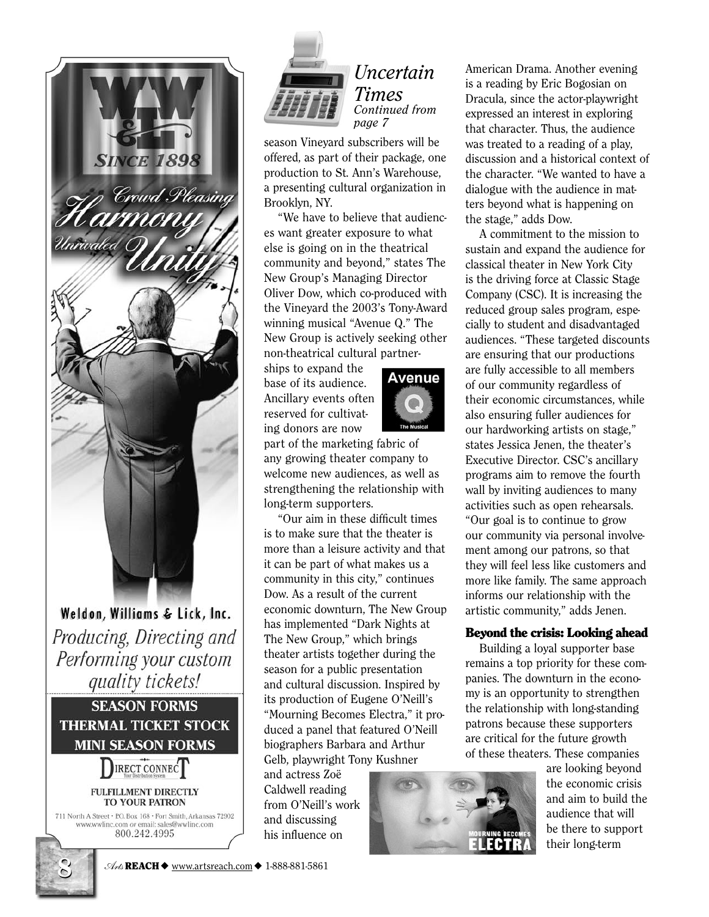Weldon, Williams & Lick, Inc.

*Producing, Directing and Performing your custom quality tickets!*

**SEASON FORMS**
**THERMAL TICKET STOCK**
**MINI SEASON FORMS**

DIRECT CONNECT
Your Distribution System

FULFILLMENT DIRECTLY TO YOUR PATRON

711 North A Street · P.O. Box 168 · Fort Smith, Arkansas 72902
www.wwlinc.com or email: sales@wwlinc.com
800.242.4995

## *Uncertain Times*

*Continued from page 7*

season Vineyard subscribers will be offered, as part of their package, one production to St. Ann's Warehouse, a presenting cultural organization in Brooklyn, NY.

"We have to believe that audiences want greater exposure to what else is going on in the theatrical community and beyond," states The New Group's Managing Director Oliver Dow, which co-produced with the Vineyard the 2003's Tony-Award winning musical "Avenue Q." The New Group is actively seeking other non-theatrical cultural partnerships to expand the base of its audience. Ancillary events often reserved for cultivating donors are now part of the marketing fabric of any growing theater company to welcome new audiences, as well as strengthening the relationship with long-term supporters.

"Our aim in these difficult times is to make sure that the theater is more than a leisure activity and that it can be part of what makes us a community in this city," continues Dow. As a result of the current economic downturn, The New Group has implemented "Dark Nights at The New Group," which brings theater artists together during the season for a public presentation and cultural discussion. Inspired by its production of Eugene O'Neill's "Mourning Becomes Electra," it produced a panel that featured O'Neill biographers Barbara and Arthur Gelb, playwright Tony Kushner and actress Zoë Caldwell reading from O'Neill's work and discussing his influence on American Drama. Another evening is a reading by Eric Bogosian on Dracula, since the actor-playwright expressed an interest in exploring that character. Thus, the audience was treated to a reading of a play, discussion and a historical context of the character. "We wanted to have a dialogue with the audience in matters beyond what is happening on the stage," adds Dow.

A commitment to the mission to sustain and expand the audience for classical theater in New York City is the driving force at Classic Stage Company (CSC). It is increasing the reduced group sales program, especially to student and disadvantaged audiences. "These targeted discounts are ensuring that our productions are fully accessible to all members of our community regardless of their economic circumstances, while also ensuring fuller audiences for our hardworking artists on stage," states Jessica Jenen, the theater's Executive Director. CSC's ancillary programs aim to remove the fourth wall by inviting audiences to many activities such as open rehearsals. "Our goal is to continue to grow our community via personal involvement among our patrons, so that they will feel less like customers and more like family. The same approach informs our relationship with the artistic community," adds Jenen.

### Beyond the crisis: Looking ahead

Building a loyal supporter base remains a top priority for these companies. The downturn in the economy is an opportunity to strengthen the relationship with long-standing patrons because these supporters are critical for the future growth of these theaters. These companies are looking beyond the economic crisis and aim to build the audience that will be there to support their long-term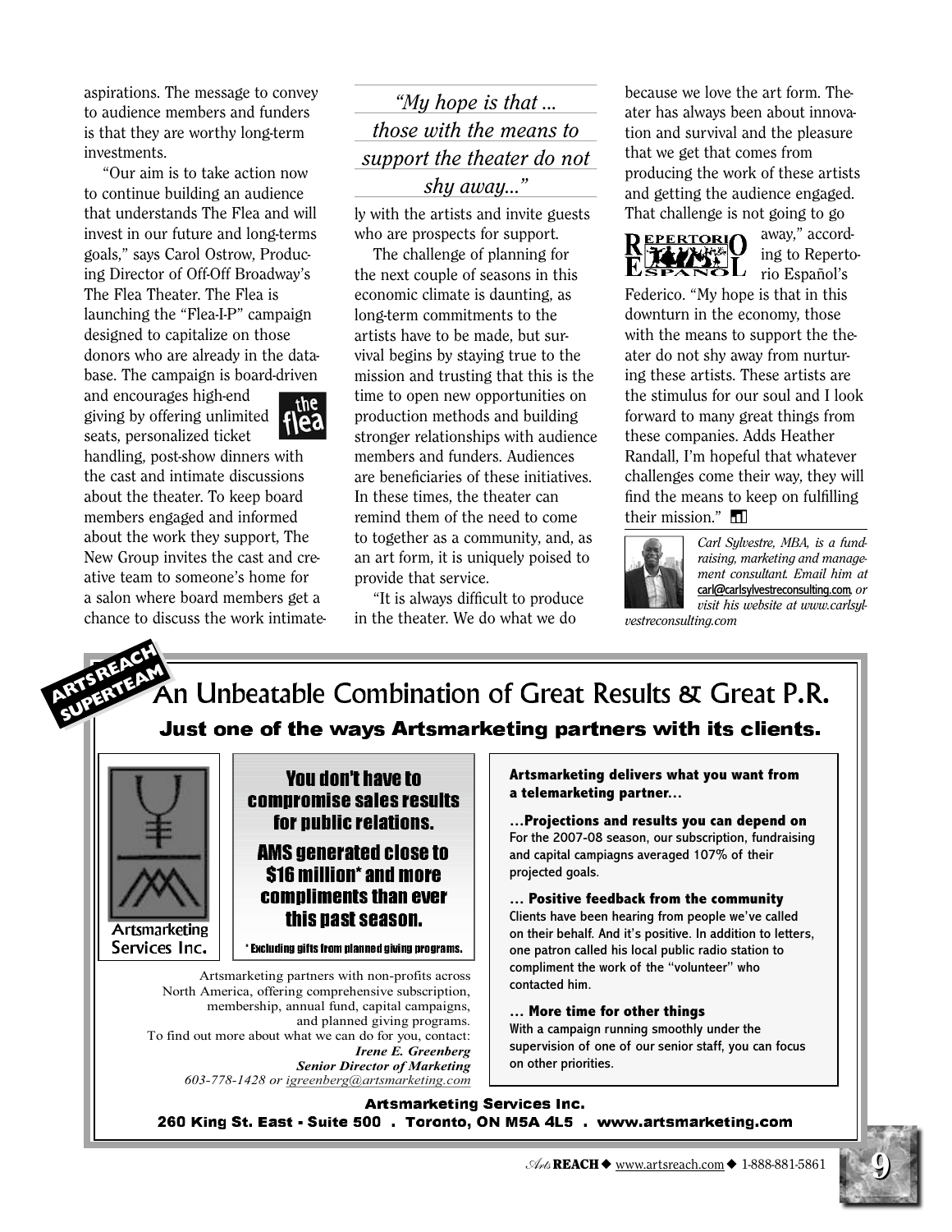aspirations. The message to convey to audience members and funders is that they are worthy long-term investments.

"Our aim is to take action now to continue building an audience that understands The Flea and will invest in our future and long-terms goals," says Carol Ostrow, Producing Director of Off-Off Broadway's The Flea Theater. The Flea is launching the "Flea-I-P" campaign designed to capitalize on those donors who are already in the database. The campaign is board-driven and encourages high-end giving by offering unlimited seats, personalized ticket handling, post-show dinners with the cast and intimate discussions about the theater. To keep board members engaged and informed about the work they support, The New Group invites the cast and creative team to someone's home for a salon where board members get a chance to discuss the work intimately with the artists and invite guests who are prospects for support.

> *"My hope is that ... those with the means to support the theater do not shy away..."*

The challenge of planning for the next couple of seasons in this economic climate is daunting, as long-term commitments to the artists have to be made, but survival begins by staying true to the mission and trusting that this is the time to open new opportunities on production methods and building stronger relationships with audience members and funders. Audiences are beneficiaries of these initiatives. In these times, the theater can remind them of the need to come to together as a community, and, as an art form, it is uniquely poised to provide that service.

"It is always difficult to produce in the theater. We do what we do because we love the art form. Theater has always been about innovation and survival and the pleasure that we get that comes from producing the work of these artists and getting the audience engaged. That challenge is not going to go away," according to Repertorio Español's Federico. "My hope is that in this downturn in the economy, those with the means to support the theater do not shy away from nurturing these artists. These artists are the stimulus for our soul and I look forward to many great things from these companies. Adds Heather Randall, I'm hopeful that whatever challenges come their way, they will find the means to keep on fulfilling their mission."

*Carl Sylvestre, MBA, is a fundraising, marketing and management consultant. Email him at carl@carlsylvestreconsulting.com, or visit his website at www.carlsylvestreconsulting.com*

---

ARTSREACH SUPERTEAM

# An Unbeatable Combination of Great Results & Great P.R.

**Just one of the ways Artsmarketing partners with its clients.**

Artsmarketing Services Inc.

**You don't have to compromise sales results for public relations.**

**AMS generated close to $16 million* and more compliments than ever this past season.**

* Excluding gifts from planned giving programs.

Artsmarketing partners with non-profits across North America, offering comprehensive subscription, membership, annual fund, capital campaigns, and planned giving programs.
To find out more about what we can do for you, contact:
***Irene E. Greenberg***
***Senior Director of Marketing***
*603-778-1428 or igreenberg@artsmarketing.com*

**Artsmarketing delivers what you want from a telemarketing partner...**

**...Projections and results you can depend on**
For the 2007-08 season, our subscription, fundraising and capital campiagns averaged 107% of their projected goals.

**... Positive feedback from the community**
Clients have been hearing from people we've called on their behalf. And it's positive. In addition to letters, one patron called his local public radio station to compliment the work of the "volunteer" who contacted him.

**... More time for other things**
With a campaign running smoothly under the supervision of one of our senior staff, you can focus on other priorities.

**Artsmarketing Services Inc.**
**260 King St. East - Suite 500 . Toronto, ON M5A 4L5 . www.artsmarketing.com**